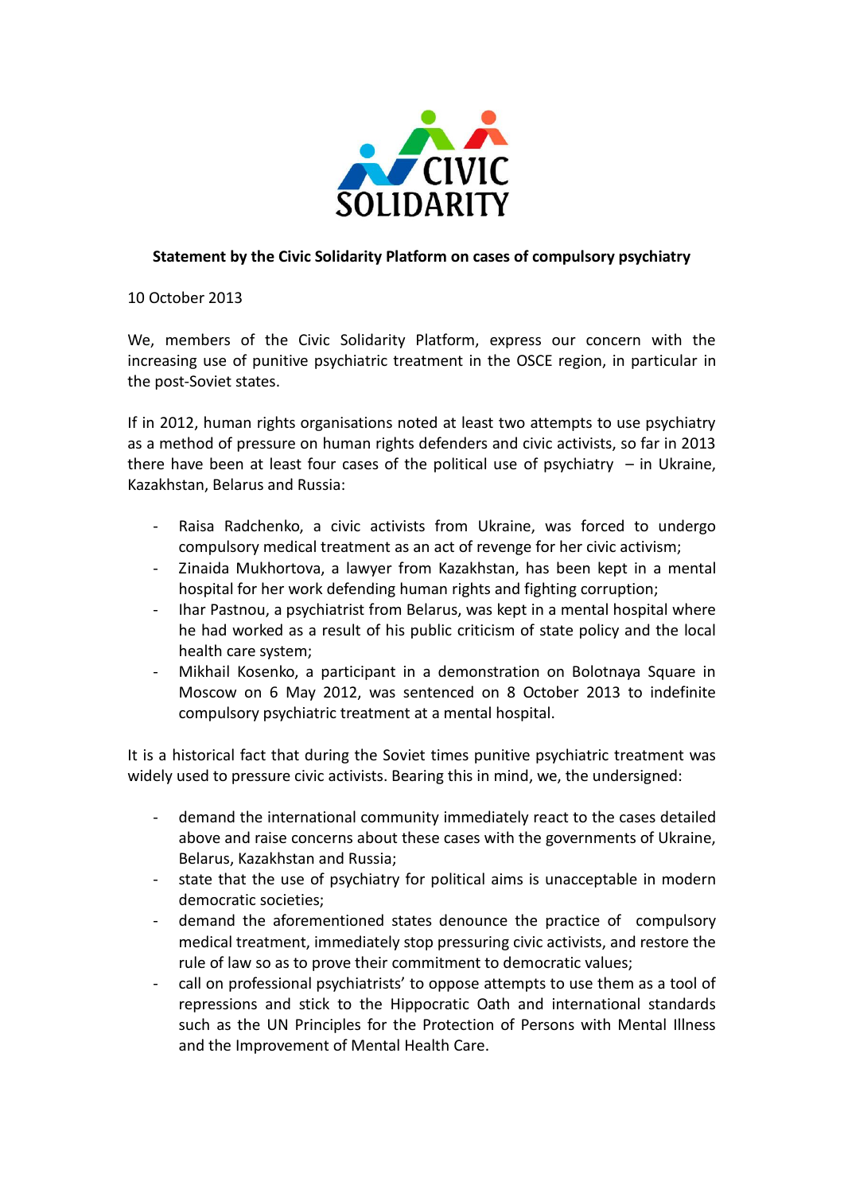CIVIC SOLIDARITY

**Statement by the Civic Solidarity Platform on cases of compulsory psychiatry**

10 October 2013

We, members of the Civic Solidarity Platform, express our concern with the increasing use of punitive psychiatric treatment in the OSCE region, in particular in the post-Soviet states.

If in 2012, human rights organisations noted at least two attempts to use psychiatry as a method of pressure on human rights defenders and civic activists, so far in 2013 there have been at least four cases of the political use of psychiatry – in Ukraine, Kazakhstan, Belarus and Russia:

- Raisa Radchenko, a civic activists from Ukraine, was forced to undergo compulsory medical treatment as an act of revenge for her civic activism;
- Zinaida Mukhortova, a lawyer from Kazakhstan, has been kept in a mental hospital for her work defending human rights and fighting corruption;
- Ihar Pastnou, a psychiatrist from Belarus, was kept in a mental hospital where he had worked as a result of his public criticism of state policy and the local health care system;
- Mikhail Kosenko, a participant in a demonstration on Bolotnaya Square in Moscow on 6 May 2012, was sentenced on 8 October 2013 to indefinite compulsory psychiatric treatment at a mental hospital.

It is a historical fact that during the Soviet times punitive psychiatric treatment was widely used to pressure civic activists. Bearing this in mind, we, the undersigned:

- demand the international community immediately react to the cases detailed above and raise concerns about these cases with the governments of Ukraine, Belarus, Kazakhstan and Russia;
- state that the use of psychiatry for political aims is unacceptable in modern democratic societies;
- demand the aforementioned states denounce the practice of compulsory medical treatment, immediately stop pressuring civic activists, and restore the rule of law so as to prove their commitment to democratic values;
- call on professional psychiatrists' to oppose attempts to use them as a tool of repressions and stick to the Hippocratic Oath and international standards such as the UN Principles for the Protection of Persons with Mental Illness and the Improvement of Mental Health Care.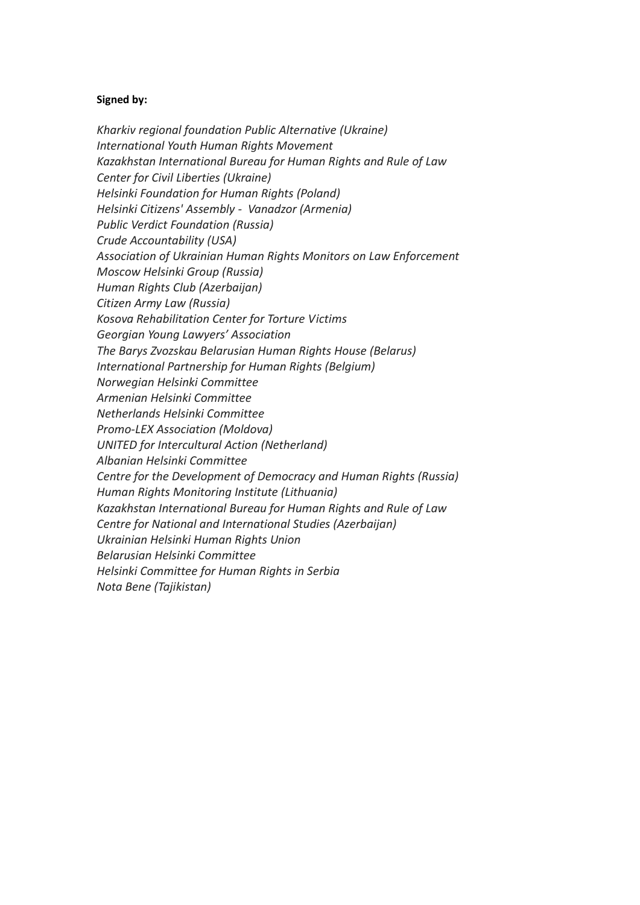**Signed by:**

*Kharkiv regional foundation Public Alternative (Ukraine)*
*International Youth Human Rights Movement*
*Kazakhstan International Bureau for Human Rights and Rule of Law*
*Center for Civil Liberties (Ukraine)*
*Helsinki Foundation for Human Rights (Poland)*
*Helsinki Citizens' Assembly - Vanadzor (Armenia)*
*Public Verdict Foundation (Russia)*
*Crude Accountability (USA)*
*Association of Ukrainian Human Rights Monitors on Law Enforcement*
*Moscow Helsinki Group (Russia)*
*Human Rights Club (Azerbaijan)*
*Citizen Army Law (Russia)*
*Kosova Rehabilitation Center for Torture Victims*
*Georgian Young Lawyers' Association*
*The Barys Zvozskau Belarusian Human Rights House (Belarus)*
*International Partnership for Human Rights (Belgium)*
*Norwegian Helsinki Committee*
*Armenian Helsinki Committee*
*Netherlands Helsinki Committee*
*Promo-LEX Association (Moldova)*
*UNITED for Intercultural Action (Netherland)*
*Albanian Helsinki Committee*
*Centre for the Development of Democracy and Human Rights (Russia)*
*Human Rights Monitoring Institute (Lithuania)*
*Kazakhstan International Bureau for Human Rights and Rule of Law*
*Centre for National and International Studies (Azerbaijan)*
*Ukrainian Helsinki Human Rights Union*
*Belarusian Helsinki Committee*
*Helsinki Committee for Human Rights in Serbia*
*Nota Bene (Tajikistan)*